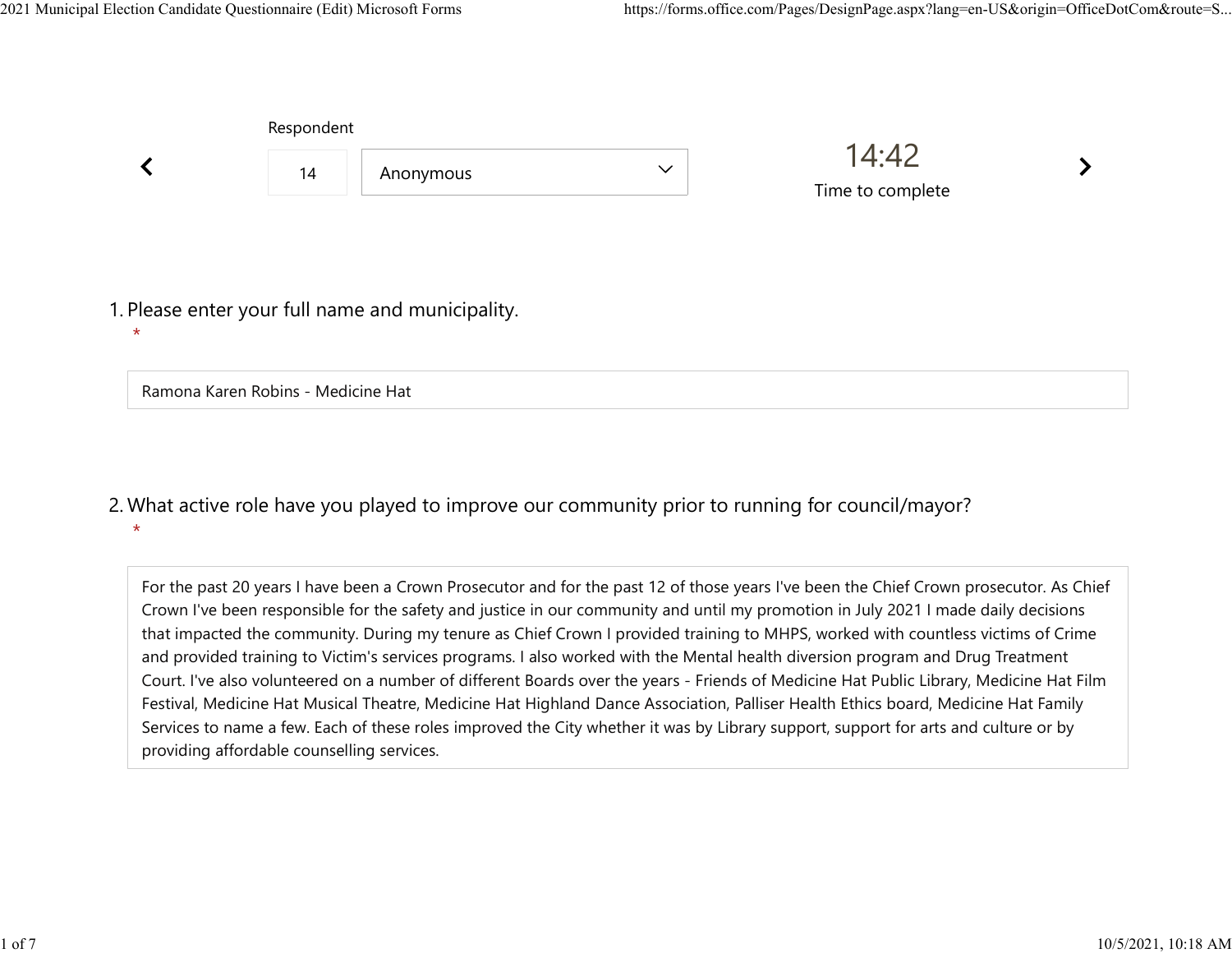Respondent

14 | Anonymous

14:42
Time to complete

1. Please enter your full name and municipality.
*

Ramona Karen Robins - Medicine Hat

2. What active role have you played to improve our community prior to running for council/mayor?
*

For the past 20 years I have been a Crown Prosecutor and for the past 12 of those years I've been the Chief Crown prosecutor. As Chief Crown I've been responsible for the safety and justice in our community and until my promotion in July 2021 I made daily decisions that impacted the community. During my tenure as Chief Crown I provided training to MHPS, worked with countless victims of Crime and provided training to Victim's services programs. I also worked with the Mental health diversion program and Drug Treatment Court. I've also volunteered on a number of different Boards over the years - Friends of Medicine Hat Public Library, Medicine Hat Film Festival, Medicine Hat Musical Theatre, Medicine Hat Highland Dance Association, Palliser Health Ethics board, Medicine Hat Family Services to name a few. Each of these roles improved the City whether it was by Library support, support for arts and culture or by providing affordable counselling services.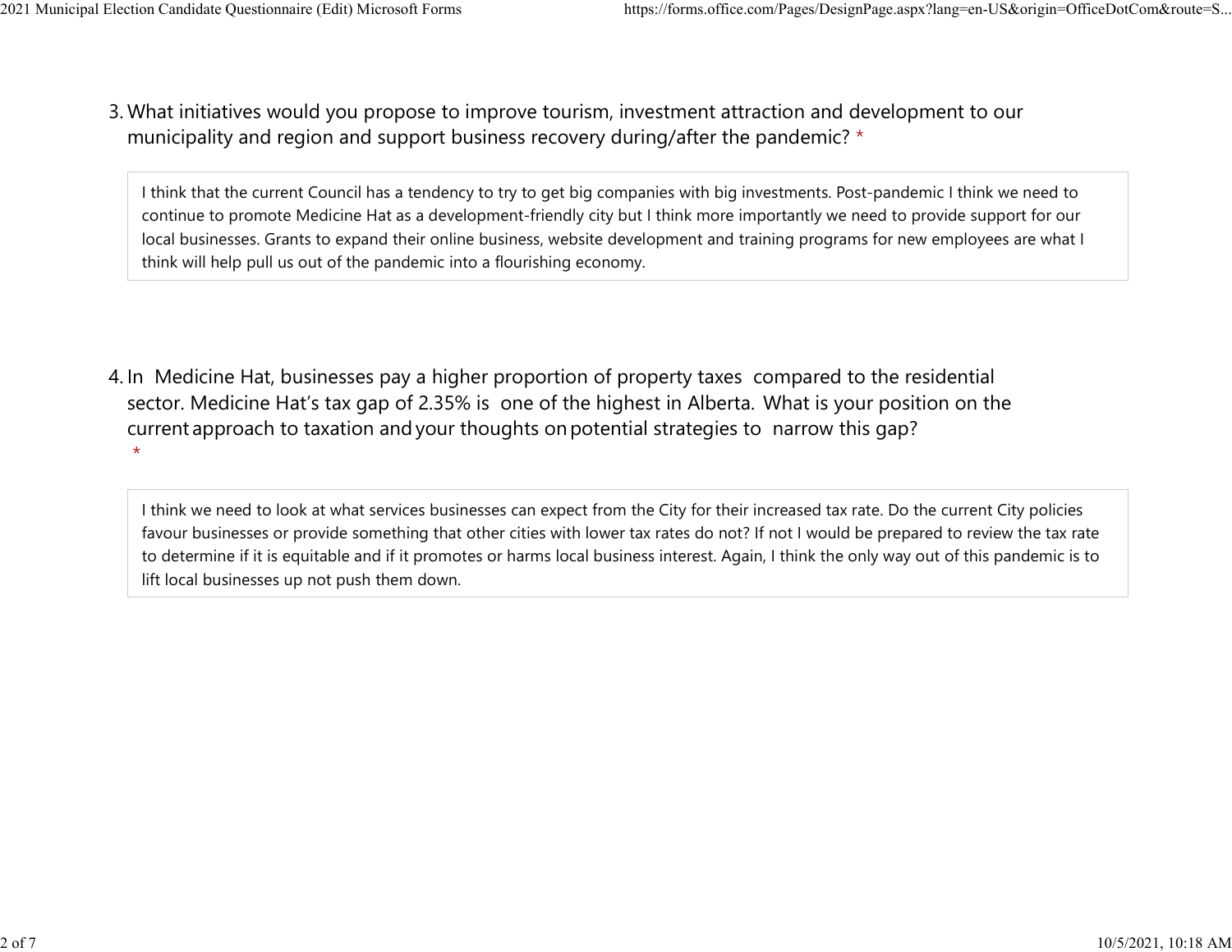3. What initiatives would you propose to improve tourism, investment attraction and development to our municipality and region and support business recovery during/after the pandemic? *

I think that the current Council has a tendency to try to get big companies with big investments. Post-pandemic I think we need to continue to promote Medicine Hat as a development-friendly city but I think more importantly we need to provide support for our local businesses. Grants to expand their online business, website development and training programs for new employees are what I think will help pull us out of the pandemic into a flourishing economy.

4. In Medicine Hat, businesses pay a higher proportion of property taxes compared to the residential sector. Medicine Hat's tax gap of 2.35% is one of the highest in Alberta. What is your position on the current approach to taxation and your thoughts on potential strategies to narrow this gap? *

I think we need to look at what services businesses can expect from the City for their increased tax rate. Do the current City policies favour businesses or provide something that other cities with lower tax rates do not? If not I would be prepared to review the tax rate to determine if it is equitable and if it promotes or harms local business interest. Again, I think the only way out of this pandemic is to lift local businesses up not push them down.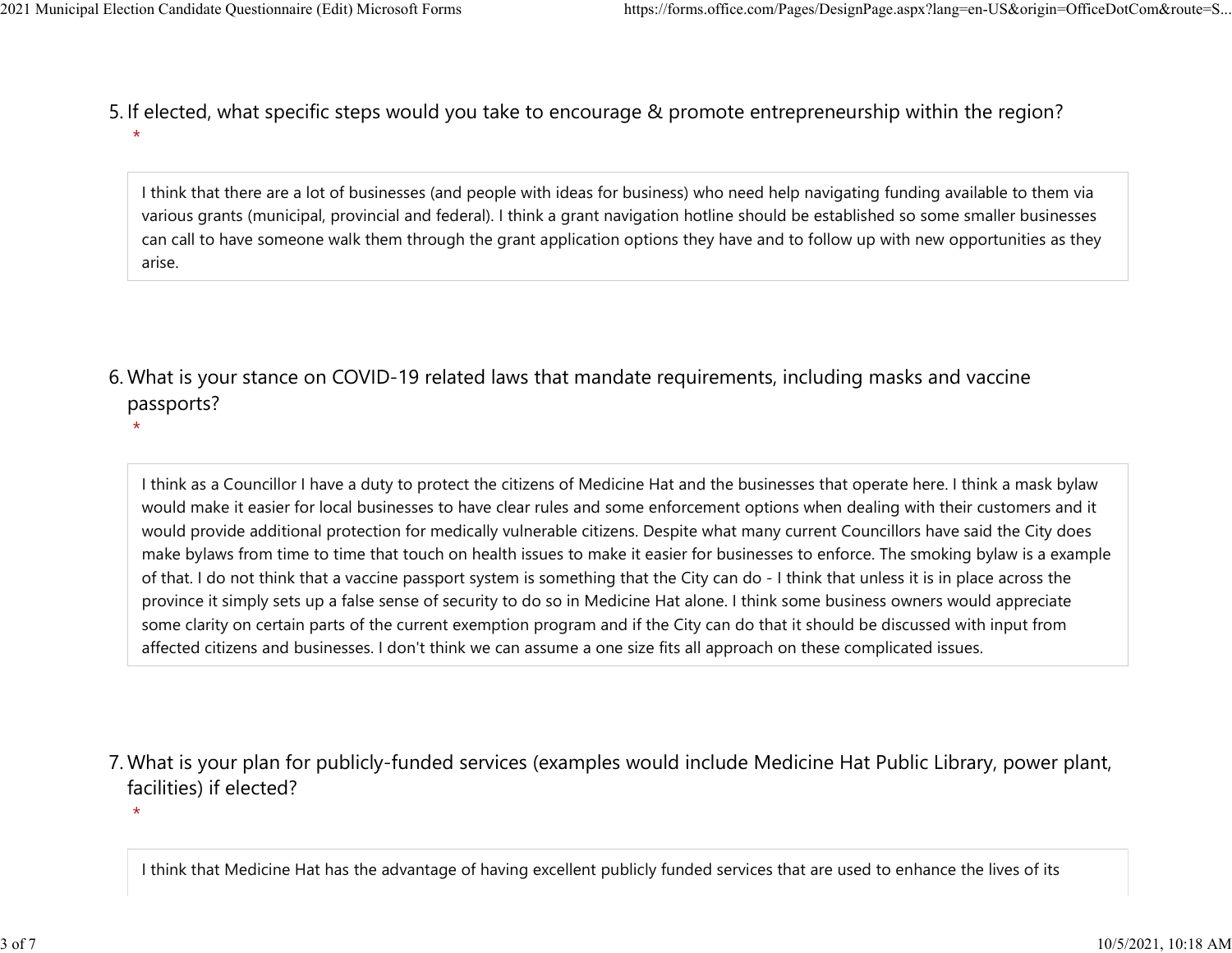5. If elected, what specific steps would you take to encourage & promote entrepreneurship within the region?
*

I think that there are a lot of businesses (and people with ideas for business) who need help navigating funding available to them via various grants (municipal, provincial and federal). I think a grant navigation hotline should be established so some smaller businesses can call to have someone walk them through the grant application options they have and to follow up with new opportunities as they arise.

6. What is your stance on COVID-19 related laws that mandate requirements, including masks and vaccine passports?
*

I think as a Councillor I have a duty to protect the citizens of Medicine Hat and the businesses that operate here. I think a mask bylaw would make it easier for local businesses to have clear rules and some enforcement options when dealing with their customers and it would provide additional protection for medically vulnerable citizens. Despite what many current Councillors have said the City does make bylaws from time to time that touch on health issues to make it easier for businesses to enforce. The smoking bylaw is a example of that. I do not think that a vaccine passport system is something that the City can do - I think that unless it is in place across the province it simply sets up a false sense of security to do so in Medicine Hat alone. I think some business owners would appreciate some clarity on certain parts of the current exemption program and if the City can do that it should be discussed with input from affected citizens and businesses. I don't think we can assume a one size fits all approach on these complicated issues.

7. What is your plan for publicly-funded services (examples would include Medicine Hat Public Library, power plant, facilities) if elected?
*

I think that Medicine Hat has the advantage of having excellent publicly funded services that are used to enhance the lives of its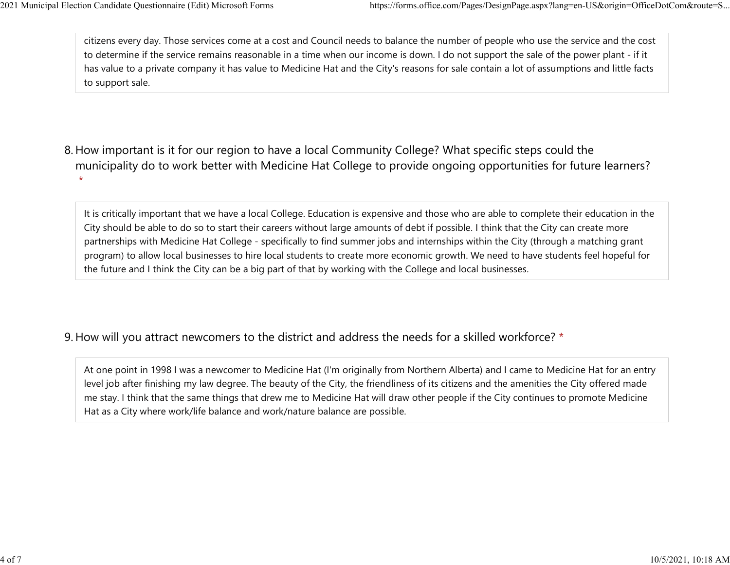citizens every day. Those services come at a cost and Council needs to balance the number of people who use the service and the cost to determine if the service remains reasonable in a time when our income is down. I do not support the sale of the power plant - if it has value to a private company it has value to Medicine Hat and the City's reasons for sale contain a lot of assumptions and little facts to support sale.

8. How important is it for our region to have a local Community College? What specific steps could the municipality do to work better with Medicine Hat College to provide ongoing opportunities for future learners? *

It is critically important that we have a local College. Education is expensive and those who are able to complete their education in the City should be able to do so to start their careers without large amounts of debt if possible. I think that the City can create more partnerships with Medicine Hat College - specifically to find summer jobs and internships within the City (through a matching grant program) to allow local businesses to hire local students to create more economic growth. We need to have students feel hopeful for the future and I think the City can be a big part of that by working with the College and local businesses.

9. How will you attract newcomers to the district and address the needs for a skilled workforce? *

At one point in 1998 I was a newcomer to Medicine Hat (I'm originally from Northern Alberta) and I came to Medicine Hat for an entry level job after finishing my law degree. The beauty of the City, the friendliness of its citizens and the amenities the City offered made me stay. I think that the same things that drew me to Medicine Hat will draw other people if the City continues to promote Medicine Hat as a City where work/life balance and work/nature balance are possible.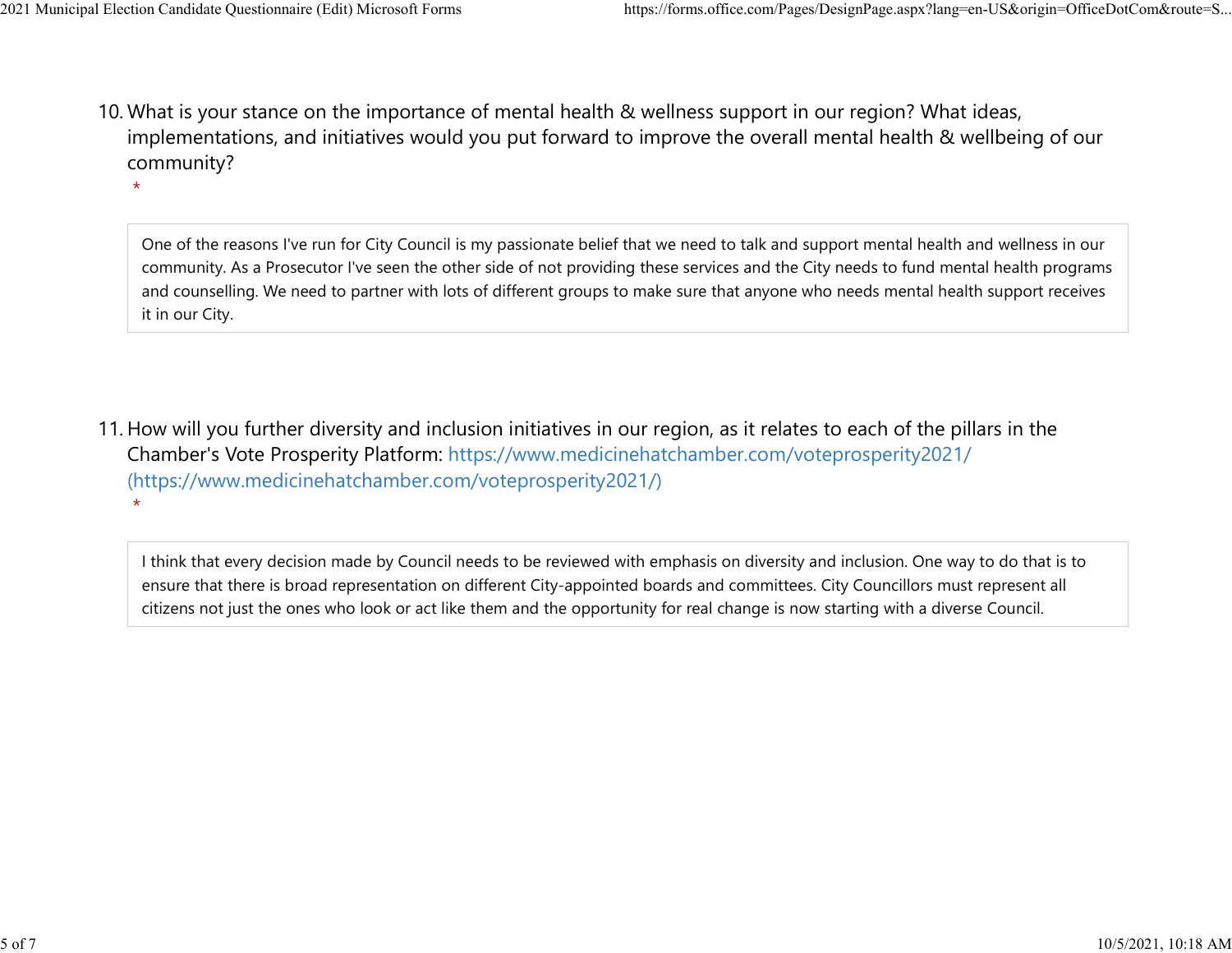10. What is your stance on the importance of mental health & wellness support in our region? What ideas, implementations, and initiatives would you put forward to improve the overall mental health & wellbeing of our community?
*

One of the reasons I've run for City Council is my passionate belief that we need to talk and support mental health and wellness in our community. As a Prosecutor I've seen the other side of not providing these services and the City needs to fund mental health programs and counselling. We need to partner with lots of different groups to make sure that anyone who needs mental health support receives it in our City.

11. How will you further diversity and inclusion initiatives in our region, as it relates to each of the pillars in the Chamber's Vote Prosperity Platform: https://www.medicinehatchamber.com/voteprosperity2021/ (https://www.medicinehatchamber.com/voteprosperity2021/)
*

I think that every decision made by Council needs to be reviewed with emphasis on diversity and inclusion. One way to do that is to ensure that there is broad representation on different City-appointed boards and committees. City Councillors must represent all citizens not just the ones who look or act like them and the opportunity for real change is now starting with a diverse Council.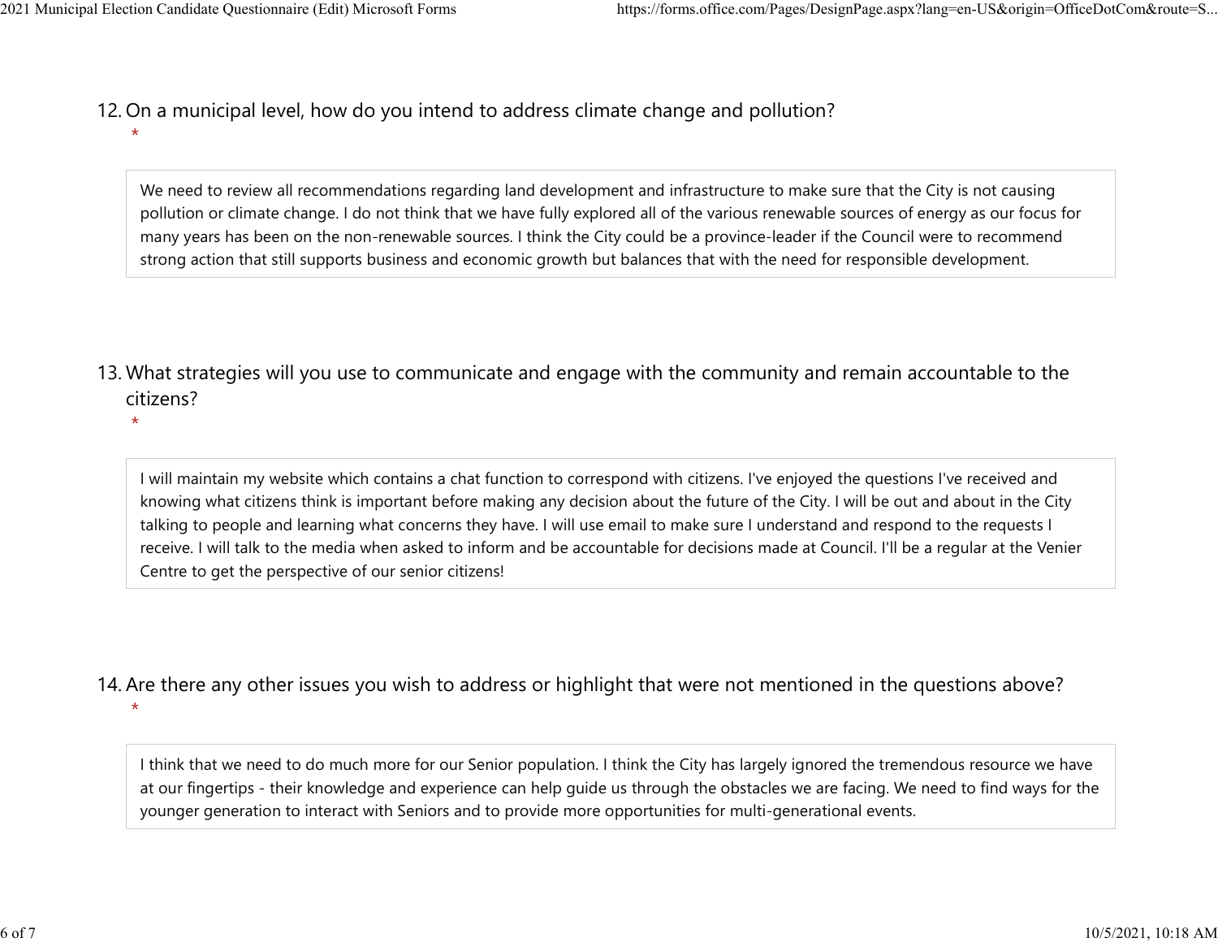12. On a municipal level, how do you intend to address climate change and pollution?
*

We need to review all recommendations regarding land development and infrastructure to make sure that the City is not causing pollution or climate change. I do not think that we have fully explored all of the various renewable sources of energy as our focus for many years has been on the non-renewable sources. I think the City could be a province-leader if the Council were to recommend strong action that still supports business and economic growth but balances that with the need for responsible development.

13. What strategies will you use to communicate and engage with the community and remain accountable to the citizens?
*

I will maintain my website which contains a chat function to correspond with citizens. I've enjoyed the questions I've received and knowing what citizens think is important before making any decision about the future of the City. I will be out and about in the City talking to people and learning what concerns they have. I will use email to make sure I understand and respond to the requests I receive. I will talk to the media when asked to inform and be accountable for decisions made at Council. I'll be a regular at the Venier Centre to get the perspective of our senior citizens!

14. Are there any other issues you wish to address or highlight that were not mentioned in the questions above?
*

I think that we need to do much more for our Senior population. I think the City has largely ignored the tremendous resource we have at our fingertips - their knowledge and experience can help guide us through the obstacles we are facing. We need to find ways for the younger generation to interact with Seniors and to provide more opportunities for multi-generational events.